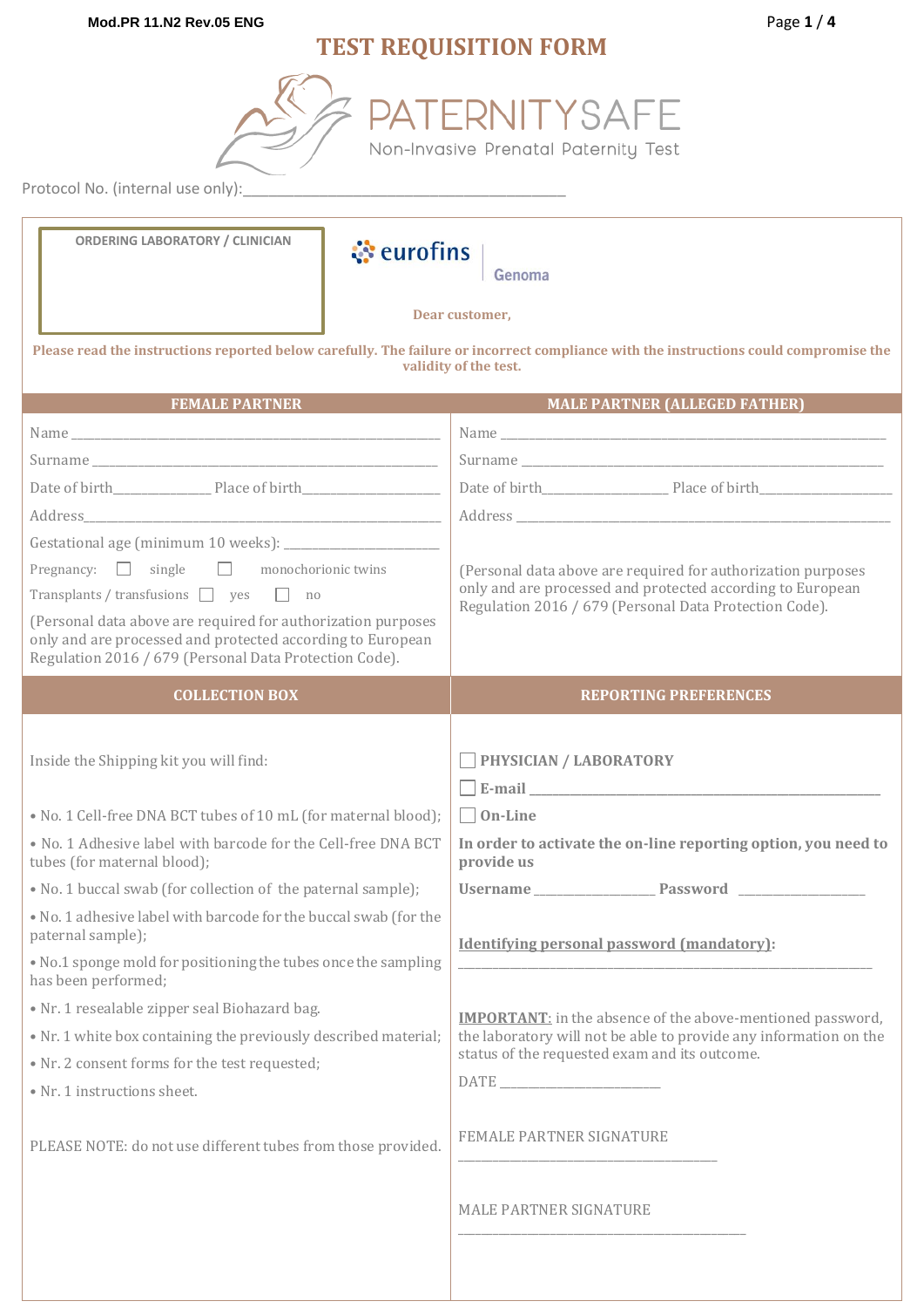Mod.PR 11.N2 Rev.05 ENG

# TEST REQUISITION FORM

PATERNITYSAFE

Non-Invasive Prenatal Paternity Test

Protocol No. (internal use only):_______________________________________

**ORDERING LABORATORY / CLINICIAN**

eurofins | Genoma

**Dear customer,**

**Please read the instructions reported below carefully. The failure or incorrect compliance with the instructions could compromise the validity of the test.**

## FEMALE PARTNER

Name ______________________________________________

Surname ___________________________________________

Date of birth_____________ Place of birth__________________

Address___________________________________________

Gestational age (minimum 10 weeks): ____________________

Pregnancy: ☐ single ☐ monochorionic twins

Transplants / transfusions ☐ yes ☐ no

(Personal data above are required for authorization purposes only and are processed and protected according to European Regulation 2016 / 679 (Personal Data Protection Code).

## MALE PARTNER (ALLEGED FATHER)

Name ______________________________________________

Surname ___________________________________________

Date of birth_________________ Place of birth________________

Address ___________________________________________

(Personal data above are required for authorization purposes only and are processed and protected according to European Regulation 2016 / 679 (Personal Data Protection Code).

## COLLECTION BOX

Inside the Shipping kit you will find:

- No. 1 Cell-free DNA BCT tubes of 10 mL (for maternal blood);
- No. 1 Adhesive label with barcode for the Cell-free DNA BCT tubes (for maternal blood);
- No. 1 buccal swab (for collection of the paternal sample);
- No. 1 adhesive label with barcode for the buccal swab (for the paternal sample);
- No.1 sponge mold for positioning the tubes once the sampling has been performed;
- Nr. 1 resealable zipper seal Biohazard bag.
- Nr. 1 white box containing the previously described material;
- Nr. 2 consent forms for the test requested;
- Nr. 1 instructions sheet.

PLEASE NOTE: do not use different tubes from those provided.

## REPORTING PREFERENCES

☐ **PHYSICIAN / LABORATORY**

☐ **E-mail** ______________________________________________

☐ **On-Line**

**In order to activate the on-line reporting option, you need to provide us**

**Username** ________________ **Password** _________________

**Identifying personal password (mandatory):**

___________________________________________________________

**IMPORTANT**: in the absence of the above-mentioned password, the laboratory will not be able to provide any information on the status of the requested exam and its outcome.

DATE ______________________

FEMALE PARTNER SIGNATURE

_____________________________________

MALE PARTNER SIGNATURE

_____________________________________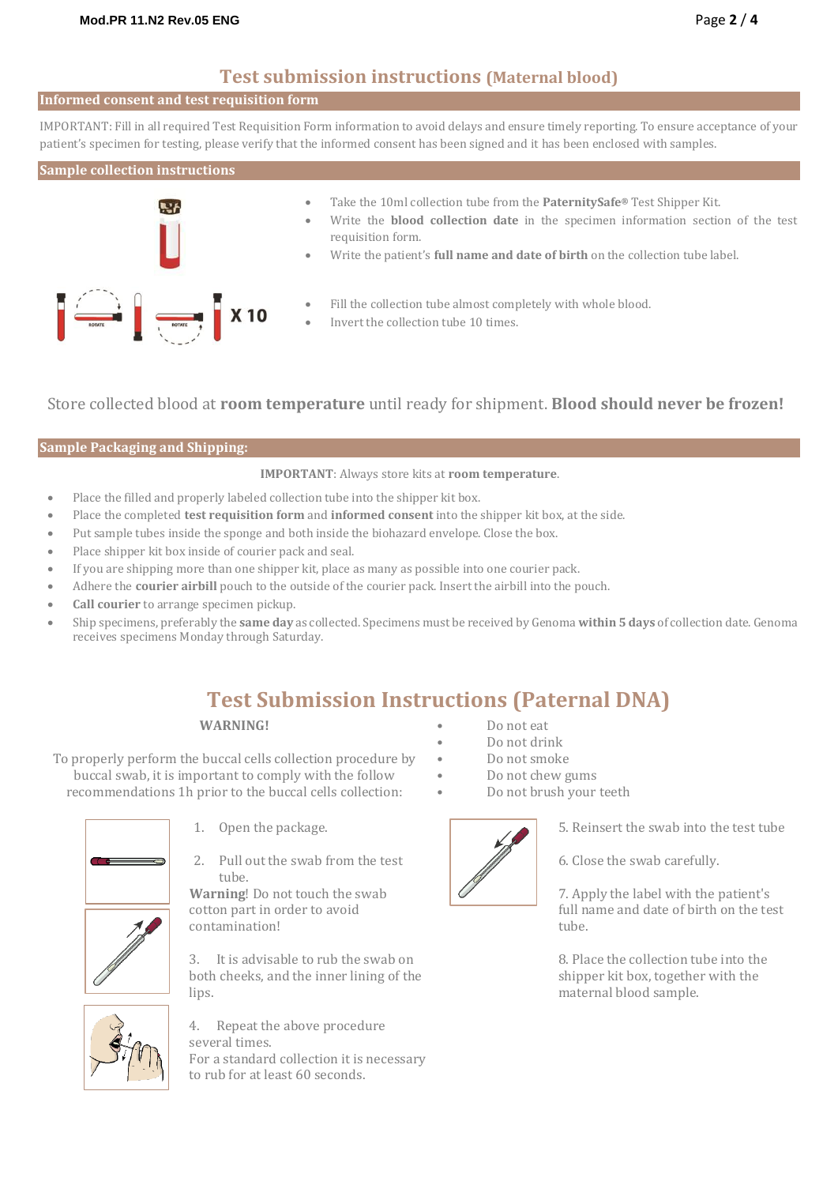# Test submission instructions (Maternal blood)

## Informed consent and test requisition form

IMPORTANT: Fill in all required Test Requisition Form information to avoid delays and ensure timely reporting. To ensure acceptance of your patient's specimen for testing, please verify that the informed consent has been signed and it has been enclosed with samples.

## Sample collection instructions

- Take the 10ml collection tube from the **PaternitySafe®** Test Shipper Kit.
- Write the **blood collection date** in the specimen information section of the test requisition form.
- Write the patient's **full name and date of birth** on the collection tube label.

ROTATE ROTATE X 10

- Fill the collection tube almost completely with whole blood.
- Invert the collection tube 10 times.

Store collected blood at **room temperature** until ready for shipment. **Blood should never be frozen!**

## Sample Packaging and Shipping:

**IMPORTANT**: Always store kits at **room temperature**.

- Place the filled and properly labeled collection tube into the shipper kit box.
- Place the completed **test requisition form** and **informed consent** into the shipper kit box, at the side.
- Put sample tubes inside the sponge and both inside the biohazard envelope. Close the box.
- Place shipper kit box inside of courier pack and seal.
- If you are shipping more than one shipper kit, place as many as possible into one courier pack.
- Adhere the **courier airbill** pouch to the outside of the courier pack. Insert the airbill into the pouch.
- **Call courier** to arrange specimen pickup.
- Ship specimens, preferably the **same day** as collected. Specimens must be received by Genoma **within 5 days** of collection date. Genoma receives specimens Monday through Saturday.

# Test Submission Instructions (Paternal DNA)

**WARNING!**

To properly perform the buccal cells collection procedure by buccal swab, it is important to comply with the follow recommendations 1h prior to the buccal cells collection:

- Do not eat
- Do not drink
- Do not smoke
- Do not chew gums
- Do not brush your teeth

1. Open the package.
2. Pull out the swab from the test tube.
   **Warning**! Do not touch the swab cotton part in order to avoid contamination!
3. It is advisable to rub the swab on both cheeks, and the inner lining of the lips.
4. Repeat the above procedure several times.
   For a standard collection it is necessary to rub for at least 60 seconds.
5. Reinsert the swab into the test tube
6. Close the swab carefully.
7. Apply the label with the patient's full name and date of birth on the test tube.
8. Place the collection tube into the shipper kit box, together with the maternal blood sample.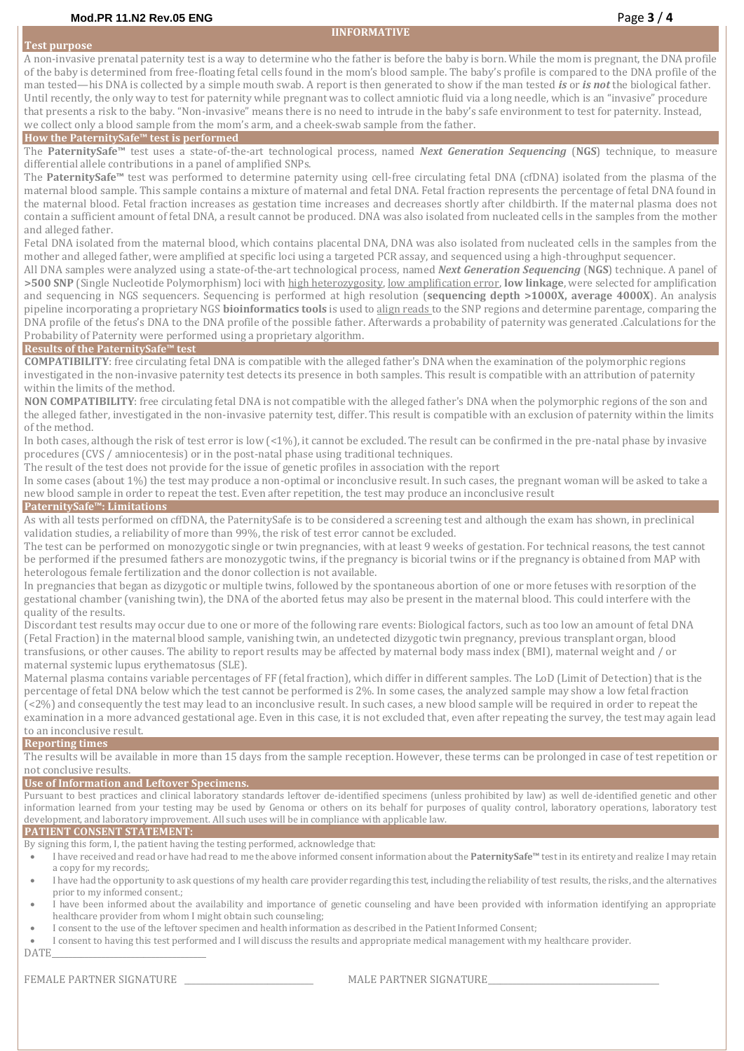# IINFORMATIVE

## Test purpose

A non-invasive prenatal paternity test is a way to determine who the father is before the baby is born. While the mom is pregnant, the DNA profile of the baby is determined from free-floating fetal cells found in the mom's blood sample. The baby's profile is compared to the DNA profile of the man tested—his DNA is collected by a simple mouth swab. A report is then generated to show if the man tested ***is*** or ***is not*** the biological father. Until recently, the only way to test for paternity while pregnant was to collect amniotic fluid via a long needle, which is an "invasive" procedure that presents a risk to the baby. "Non-invasive" means there is no need to intrude in the baby's safe environment to test for paternity. Instead, we collect only a blood sample from the mom's arm, and a cheek-swab sample from the father.

## How the PaternitySafe™ test is performed

The **PaternitySafe™** test uses a state-of-the-art technological process, named ***Next Generation Sequencing*** (**NGS**) technique, to measure differential allele contributions in a panel of amplified SNPs.

The **PaternitySafe™** test was performed to determine paternity using cell-free circulating fetal DNA (cfDNA) isolated from the plasma of the maternal blood sample. This sample contains a mixture of maternal and fetal DNA. Fetal fraction represents the percentage of fetal DNA found in the maternal blood. Fetal fraction increases as gestation time increases and decreases shortly after childbirth. If the maternal plasma does not contain a sufficient amount of fetal DNA, a result cannot be produced. DNA was also isolated from nucleated cells in the samples from the mother and alleged father.

Fetal DNA isolated from the maternal blood, which contains placental DNA, DNA was also isolated from nucleated cells in the samples from the mother and alleged father, were amplified at specific loci using a targeted PCR assay, and sequenced using a high-throughput sequencer.

All DNA samples were analyzed using a state-of-the-art technological process, named ***Next Generation Sequencing*** (**NGS**) technique. A panel of **>500 SNP** (Single Nucleotide Polymorphism) loci with high heterozygosity, low amplification error, **low linkage**, were selected for amplification and sequencing in NGS sequencers. Sequencing is performed at high resolution (**sequencing depth >1000X, average 4000X**). An analysis pipeline incorporating a proprietary NGS **bioinformatics tools** is used to align reads to the SNP regions and determine parentage, comparing the DNA profile of the fetus's DNA to the DNA profile of the possible father. Afterwards a probability of paternity was generated .Calculations for the Probability of Paternity were performed using a proprietary algorithm.

## Results of the PaternitySafe™ test

**COMPATIBILITY**: free circulating fetal DNA is compatible with the alleged father's DNA when the examination of the polymorphic regions investigated in the non-invasive paternity test detects its presence in both samples. This result is compatible with an attribution of paternity within the limits of the method.

**NON COMPATIBILITY**: free circulating fetal DNA is not compatible with the alleged father's DNA when the polymorphic regions of the son and the alleged father, investigated in the non-invasive paternity test, differ. This result is compatible with an exclusion of paternity within the limits of the method.

In both cases, although the risk of test error is low (<1%), it cannot be excluded. The result can be confirmed in the pre-natal phase by invasive procedures (CVS / amniocentesis) or in the post-natal phase using traditional techniques.

The result of the test does not provide for the issue of genetic profiles in association with the report

In some cases (about 1%) the test may produce a non-optimal or inconclusive result. In such cases, the pregnant woman will be asked to take a new blood sample in order to repeat the test. Even after repetition, the test may produce an inconclusive result

## PaternitySafe™: Limitations

As with all tests performed on cffDNA, the PaternitySafe is to be considered a screening test and although the exam has shown, in preclinical validation studies, a reliability of more than 99%, the risk of test error cannot be excluded.

The test can be performed on monozygotic single or twin pregnancies, with at least 9 weeks of gestation. For technical reasons, the test cannot be performed if the presumed fathers are monozygotic twins, if the pregnancy is bicorial twins or if the pregnancy is obtained from MAP with heterologous female fertilization and the donor collection is not available.

In pregnancies that began as dizygotic or multiple twins, followed by the spontaneous abortion of one or more fetuses with resorption of the gestational chamber (vanishing twin), the DNA of the aborted fetus may also be present in the maternal blood. This could interfere with the quality of the results.

Discordant test results may occur due to one or more of the following rare events: Biological factors, such as too low an amount of fetal DNA (Fetal Fraction) in the maternal blood sample, vanishing twin, an undetected dizygotic twin pregnancy, previous transplant organ, blood transfusions, or other causes. The ability to report results may be affected by maternal body mass index (BMI), maternal weight and / or maternal systemic lupus erythematosus (SLE).

Maternal plasma contains variable percentages of FF (fetal fraction), which differ in different samples. The LoD (Limit of Detection) that is the percentage of fetal DNA below which the test cannot be performed is 2%. In some cases, the analyzed sample may show a low fetal fraction (<2%) and consequently the test may lead to an inconclusive result. In such cases, a new blood sample will be required in order to repeat the examination in a more advanced gestational age. Even in this case, it is not excluded that, even after repeating the survey, the test may again lead to an inconclusive result.

## Reporting times

The results will be available in more than 15 days from the sample reception. However, these terms can be prolonged in case of test repetition or not conclusive results.

## Use of Information and Leftover Specimens.

Pursuant to best practices and clinical laboratory standards leftover de-identified specimens (unless prohibited by law) as well de-identified genetic and other information learned from your testing may be used by Genoma or others on its behalf for purposes of quality control, laboratory operations, laboratory test development, and laboratory improvement. All such uses will be in compliance with applicable law.

## PATIENT CONSENT STATEMENT:

By signing this form, I, the patient having the testing performed, acknowledge that:

- I have received and read or have had read to me the above informed consent information about the **PaternitySafe™** test in its entirety and realize I may retain a copy for my records;.
- I have had the opportunity to ask questions of my health care provider regarding this test, including the reliability of test results, the risks, and the alternatives prior to my informed consent.;
- I have been informed about the availability and importance of genetic counseling and have been provided with information identifying an appropriate healthcare provider from whom I might obtain such counseling;
- I consent to the use of the leftover specimen and health information as described in the Patient Informed Consent;
- I consent to having this test performed and I will discuss the results and appropriate medical management with my healthcare provider.

DATE\_\_\_\_\_\_\_\_\_\_\_\_\_\_\_\_\_\_\_\_\_\_\_\_\_\_\_\_\_\_

FEMALE PARTNER SIGNATURE \_\_\_\_\_\_\_\_\_\_\_\_\_\_\_\_\_\_\_\_\_\_\_\_ MALE PARTNER SIGNATURE\_\_\_\_\_\_\_\_\_\_\_\_\_\_\_\_\_\_\_\_\_\_\_\_\_\_\_\_\_\_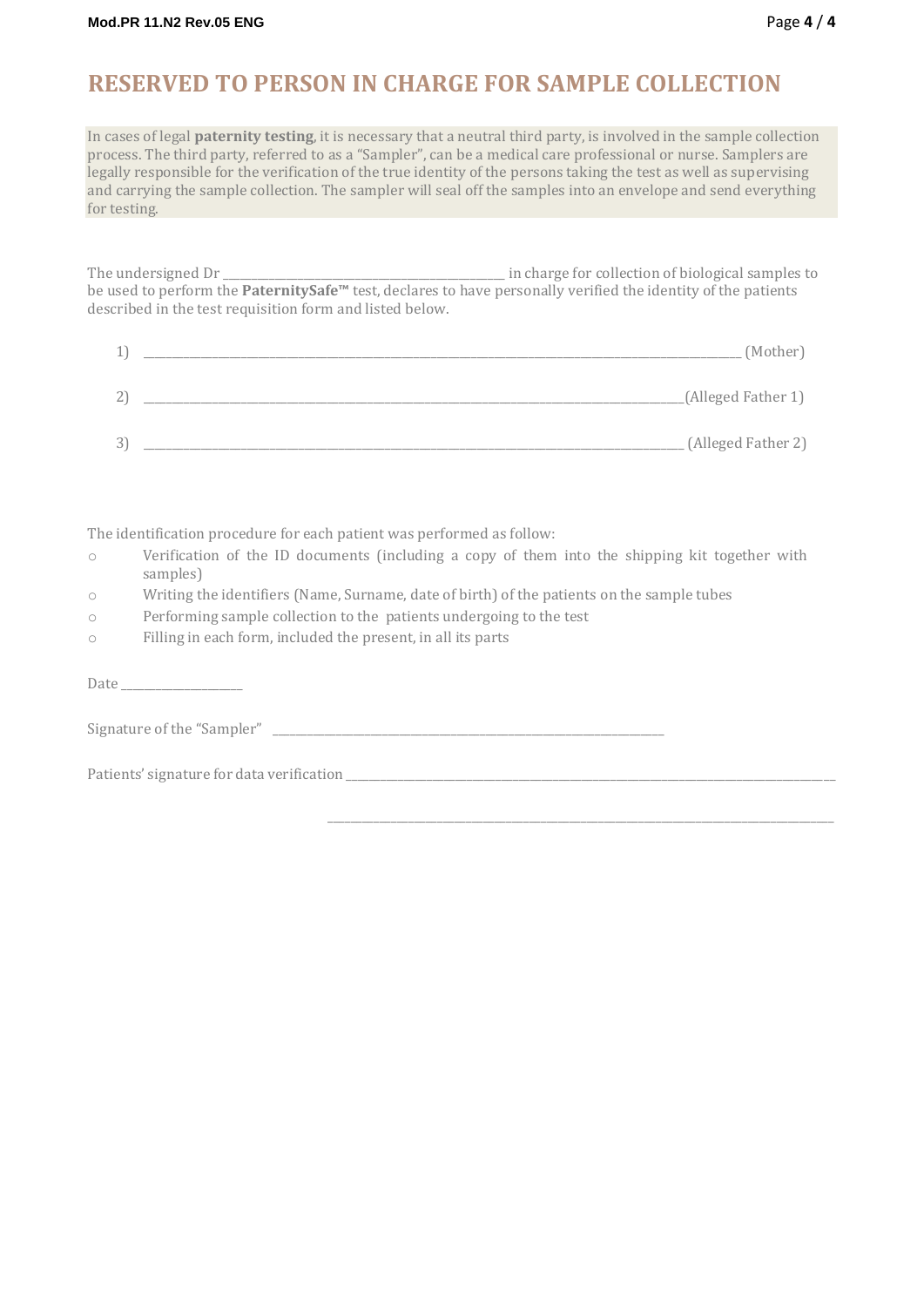# RESERVED TO PERSON IN CHARGE FOR SAMPLE COLLECTION

In cases of legal **paternity testing**, it is necessary that a neutral third party, is involved in the sample collection process. The third party, referred to as a "Sampler", can be a medical care professional or nurse. Samplers are legally responsible for the verification of the true identity of the persons taking the test as well as supervising and carrying the sample collection. The sampler will seal off the samples into an envelope and send everything for testing.

The undersigned Dr ______________________________________ in charge for collection of biological samples to be used to perform the **PaternitySafe™** test, declares to have personally verified the identity of the patients described in the test requisition form and listed below.

1) ________________________________________________________________________________ (Mother)

2) ________________________________________________________________________________(Alleged Father 1)

3) ________________________________________________________________________________ (Alleged Father 2)

The identification procedure for each patient was performed as follow:

- Verification of the ID documents (including a copy of them into the shipping kit together with samples)
- Writing the identifiers (Name, Surname, date of birth) of the patients on the sample tubes
- Performing sample collection to the patients undergoing to the test
- Filling in each form, included the present, in all its parts

Date ________________

Signature of the "Sampler" ____________________________________________________

Patients' signature for data verification ______________________________________________________________________

______________________________________________________________________